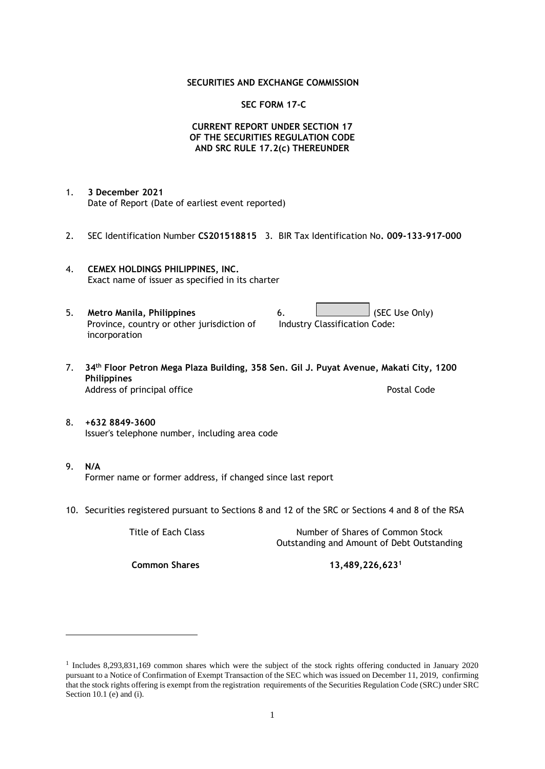**SECURITIES AND EXCHANGE COMMISSION**

**SEC FORM 17-C**

**CURRENT REPORT UNDER SECTION 17**
**OF THE SECURITIES REGULATION CODE**
**AND SRC RULE 17.2(c) THEREUNDER**

1. **3 December 2021**
   Date of Report (Date of earliest event reported)

2. SEC Identification Number **CS201518815** 3. BIR Tax Identification No**. 009-133-917-000**

4. **CEMEX HOLDINGS PHILIPPINES, INC.**
   Exact name of issuer as specified in its charter

5. **Metro Manila, Philippines**
   Province, country or other jurisdiction of incorporation

6. (SEC Use Only)
   Industry Classification Code:

7. **34th Floor Petron Mega Plaza Building, 358 Sen. Gil J. Puyat Avenue, Makati City, 1200 Philippines**
   Address of principal office — Postal Code

8. **+632 8849-3600**
   Issuer's telephone number, including area code

9. **N/A**
   Former name or former address, if changed since last report

10. Securities registered pursuant to Sections 8 and 12 of the SRC or Sections 4 and 8 of the RSA

| Title of Each Class | Number of Shares of Common Stock Outstanding and Amount of Debt Outstanding |
|---|---|
| **Common Shares** | **13,489,226,623**[1] |

---

[1] Includes 8,293,831,169 common shares which were the subject of the stock rights offering conducted in January 2020 pursuant to a Notice of Confirmation of Exempt Transaction of the SEC which was issued on December 11, 2019, confirming that the stock rights offering is exempt from the registration requirements of the Securities Regulation Code (SRC) under SRC Section 10.1 (e) and (i).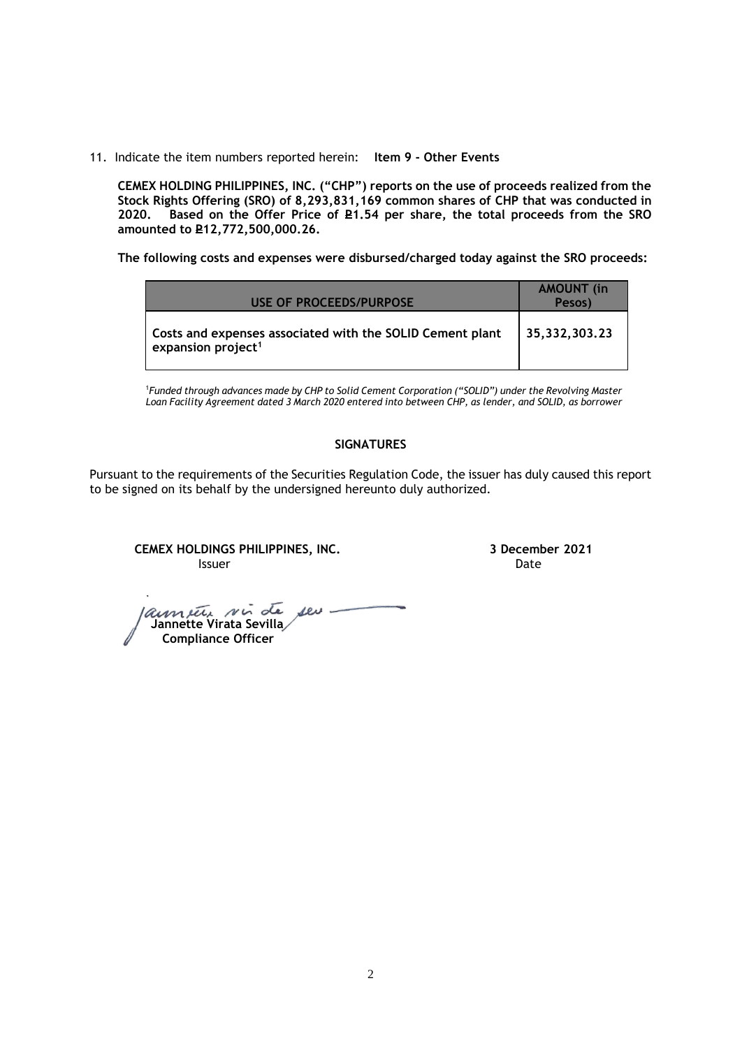11. Indicate the item numbers reported herein: **Item 9 - Other Events**

**CEMEX HOLDING PHILIPPINES, INC. ("CHP") reports on the use of proceeds realized from the Stock Rights Offering (SRO) of 8,293,831,169 common shares of CHP that was conducted in 2020. Based on the Offer Price of ₱1.54 per share, the total proceeds from the SRO amounted to ₱12,772,500,000.26.**

**The following costs and expenses were disbursed/charged today against the SRO proceeds:**

| USE OF PROCEEDS/PURPOSE | AMOUNT (in Pesos) |
|---|---|
| **Costs and expenses associated with the SOLID Cement plant expansion project[1]** | **35,332,303.23** |

[1]*Funded through advances made by CHP to Solid Cement Corporation ("SOLID") under the Revolving Master Loan Facility Agreement dated 3 March 2020 entered into between CHP, as lender, and SOLID, as borrower*

**SIGNATURES**

Pursuant to the requirements of the Securities Regulation Code, the issuer has duly caused this report to be signed on its behalf by the undersigned hereunto duly authorized.

**CEMEX HOLDINGS PHILIPPINES, INC.**
Issuer

**3 December 2021**
Date

**Jannette Virata Sevilla**
**Compliance Officer**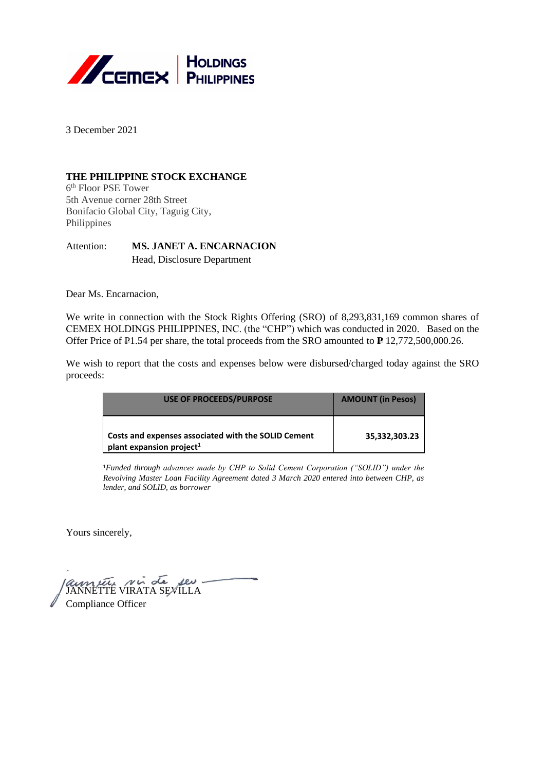3 December 2021

**THE PHILIPPINE STOCK EXCHANGE**
6th Floor PSE Tower
5th Avenue corner 28th Street
Bonifacio Global City, Taguig City,
Philippines

Attention: **MS. JANET A. ENCARNACION**
Head, Disclosure Department

Dear Ms. Encarnacion,

We write in connection with the Stock Rights Offering (SRO) of 8,293,831,169 common shares of CEMEX HOLDINGS PHILIPPINES, INC. (the "CHP") which was conducted in 2020. Based on the Offer Price of ₱1.54 per share, the total proceeds from the SRO amounted to ₱ 12,772,500,000.26.

We wish to report that the costs and expenses below were disbursed/charged today against the SRO proceeds:

| USE OF PROCEEDS/PURPOSE | AMOUNT (in Pesos) |
|---|---|
| **Costs and expenses associated with the SOLID Cement plant expansion project[1]** | **35,332,303.23** |

[1]*Funded through advances made by CHP to Solid Cement Corporation ("SOLID") under the Revolving Master Loan Facility Agreement dated 3 March 2020 entered into between CHP, as lender, and SOLID, as borrower*

Yours sincerely,

JANNETTE VIRATA SEVILLA
Compliance Officer